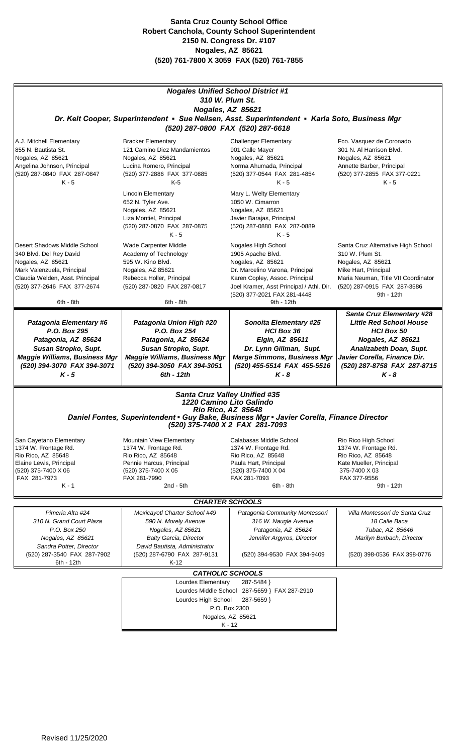**Santa Cruz County School Office**
**Robert Canchola, County School Superintendent**
**2150 N. Congress Dr. #107**
**Nogales, AZ 85621**
**(520) 761-7800 X 3059 FAX (520) 761-7855**

## *Nogales Unified School District #1*

***310 W. Plum St.***
***Nogales, AZ 85621***
***Dr. Kelt Cooper, Superintendent ▪ Sue Neilsen, Asst. Superintendent ▪ Karla Soto, Business Mgr***
***(520) 287-0800 FAX (520) 287-6618***

| | | | |
|---|---|---|---|
| A.J. Mitchell Elementary<br>855 N. Bautista St.<br>Nogales, AZ 85621<br>Angelina Johnson, Principal<br>(520) 287-0840 FAX 287-0847<br>K - 5 | Bracker Elementary<br>121 Camino Diez Mandamientos<br>Nogales, AZ 85621<br>Lucina Romero, Principal<br>(520) 377-2886 FAX 377-0885<br>K-5 | Challenger Elementary<br>901 Calle Mayer<br>Nogales, AZ 85621<br>Norma Ahumada, Principal<br>(520) 377-0544 FAX 281-4854<br>K - 5 | Fco. Vasquez de Coronado<br>301 N. Al Harrison Blvd.<br>Nogales, AZ 85621<br>Annette Barber, Principal<br>(520) 377-2855 FAX 377-0221<br>K - 5 |
| | Lincoln Elementary<br>652 N. Tyler Ave.<br>Nogales, AZ 85621<br>Liza Montiel, Principal<br>(520) 287-0870 FAX 287-0875<br>K - 5 | Mary L. Welty Elementary<br>1050 W. Cimarron<br>Nogales, AZ 85621<br>Javier Barajas, Principal<br>(520) 287-0880 FAX 287-0889<br>K - 5 | |
| Desert Shadows Middle School<br>340 Blvd. Del Rey David<br>Nogales, AZ 85621<br>Mark Valenzuela, Principal<br>Claudia Welden, Asst. Principal<br>(520) 377-2646 FAX 377-2674<br>6th - 8th | Wade Carpenter Middle<br>Academy of Technology<br>595 W. Kino Blvd.<br>Nogales, AZ 85621<br>Rebecca Holler, Principal<br>(520) 287-0820 FAX 287-0817<br>6th - 8th | Nogales High School<br>1905 Apache Blvd.<br>Nogales, AZ 85621<br>Dr. Marcelino Varona, Principal<br>Karen Copley, Assoc. Principal<br>Joel Kramer, Asst Principal / Athl. Dir.<br>(520) 377-2021 FAX 281-4448<br>9th - 12th | Santa Cruz Alternative High School<br>310 W. Plum St.<br>Nogales, AZ 85621<br>Mike Hart, Principal<br>Maria Neuman, Title VII Coordinator<br>(520) 287-0915 FAX 287-3586<br>9th - 12th |

| | | | |
|---|---|---|---|
| ***Patagonia Elementary #6***<br>***P.O. Box 295***<br>***Patagonia, AZ 85624***<br>***Susan Stropko, Supt.***<br>***Maggie Williams, Business Mgr***<br>***(520) 394-3070 FAX 394-3071***<br>***K - 5*** | ***Patagonia Union High #20***<br>***P.O. Box 254***<br>***Patagonia, AZ 85624***<br>***Susan Stropko, Supt.***<br>***Maggie Williams, Business Mgr***<br>***(520) 394-3050 FAX 394-3051***<br>***6th - 12th*** | ***Sonoita Elementary #25***<br>***HCI Box 36***<br>***Elgin, AZ 85611***<br>***Dr. Lynn Gillman, Supt.***<br>***Marge Simmons, Business Mgr***<br>***(520) 455-5514 FAX 455-5516***<br>***K - 8*** | ***Santa Cruz Elementary #28***<br>***Little Red School House***<br>***HCI Box 50***<br>***Nogales, AZ 85621***<br>***Analizabeth Doan, Supt.***<br>***Javier Corella, Finance Dir.***<br>***(520) 287-8758 FAX 287-8715***<br>***K - 8*** |

## *Santa Cruz Valley Unified #35*

***1220 Camino Lito Galindo***
***Rio Rico, AZ 85648***
***Daniel Fontes, Superintendent ▪ Guy Bake, Business Mgr ▪ Javier Corella, Finance Director***
***(520) 375-7400 X 2 FAX 281-7093***

| | | | |
|---|---|---|---|
| San Cayetano Elementary<br>1374 W. Frontage Rd.<br>Rio Rico, AZ 85648<br>Elaine Lewis, Principal<br>(520) 375-7400 X 06<br>FAX 281-7973<br>K - 1 | Mountain View Elementary<br>1374 W. Frontage Rd.<br>Rio Rico, AZ 85648<br>Pennie Harcus, Principal<br>(520) 375-7400 X 05<br>FAX 281-7990<br>2nd - 5th | Calabasas Middle School<br>1374 W. Frontage Rd.<br>Rio Rico, AZ 85648<br>Paula Hart, Principal<br>(520) 375-7400 X 04<br>FAX 281-7093<br>6th - 8th | Rio Rico High School<br>1374 W. Frontage Rd.<br>Rio Rico, AZ 85648<br>Kate Mueller, Principal<br>375-7400 X 03<br>FAX 377-9556<br>9th - 12th |

## *CHARTER SCHOOLS*

| | | | |
|---|---|---|---|
| *Pimeria Alta #24*<br>*310 N. Grand Court Plaza*<br>*P.O. Box 250*<br>*Nogales, AZ 85621*<br>*Sandra Potter, Director*<br>(520) 287-3540 FAX 287-7902<br>6th - 12th | *Mexicayotl Charter School #49*<br>*590 N. Morely Avenue*<br>*Nogales, AZ 85621*<br>*Balty Garcia, Director*<br>*David Bautista, Administrator*<br>(520) 287-6790 FAX 287-9131<br>K-12 | *Patagonia Community Montessori*<br>*316 W. Naugle Avenue*<br>*Patagonia, AZ 85624*<br>*Jennifer Argyros, Director*<br><br>(520) 394-9530 FAX 394-9409 | *Villa Montessori de Santa Cruz*<br>*18 Calle Baca*<br>*Tubac, AZ 85646*<br>*Marilyn Burbach, Director*<br><br>(520) 398-0536 FAX 398-0776 |

## *CATHOLIC SCHOOLS*

Lourdes Elementary 287-5484 }
Lourdes Middle School 287-5659 } FAX 287-2910
Lourdes High School 287-5659 }
P.O. Box 2300
Nogales, AZ 85621
K - 12

Revised 11/25/2020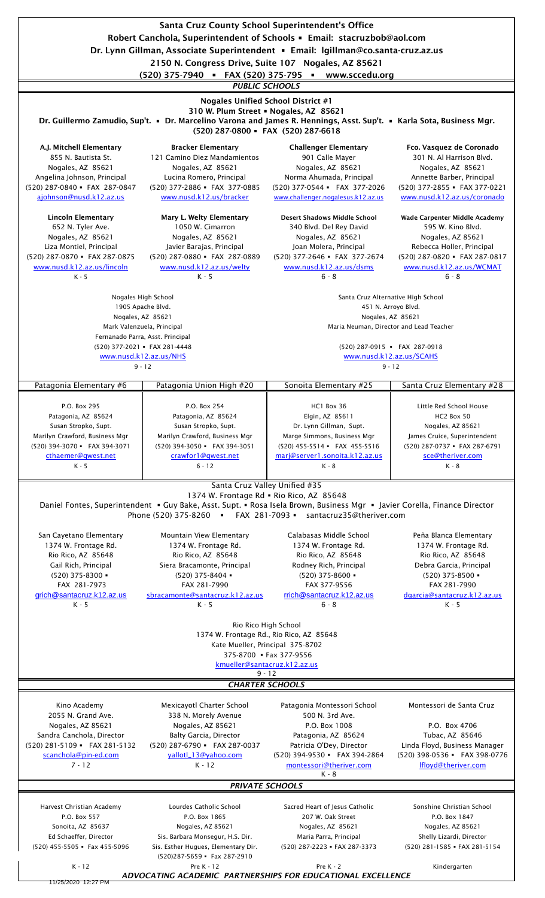# Santa Cruz County School Superintendent's Office

**Robert Canchola, Superintendent of Schools ▪ Email: stacruzbob@aol.com**

**Dr. Lynn Gillman, Associate Superintendent ▪ Email: lgillman@co.santa-cruz.az.us**

**2150 N. Congress Drive, Suite 107 Nogales, AZ 85621**

**(520) 375-7940 ▪ FAX (520) 375-795 ▪ www.sccedu.org**

## *PUBLIC SCHOOLS*

### Nogales Unified School District #1

**310 W. Plum Street ▪ Nogales, AZ 85621**

**Dr. Guillermo Zamudio, Sup't. ▪ Dr. Marcelino Varona and James R. Hennings, Asst. Sup't. ▪ Karla Sota, Business Mgr.**

**(520) 287-0800 ▪ FAX (520) 287-6618**

| A.J. Mitchell Elementary | Bracker Elementary | Challenger Elementary | Fco. Vasquez de Coronado |
|---|---|---|---|
| 855 N. Bautista St. | 121 Camino Diez Mandamientos | 901 Calle Mayer | 301 N. Al Harrison Blvd. |
| Nogales, AZ 85621 | Nogales, AZ 85621 | Nogales, AZ 85621 | Nogales, AZ 85621 |
| Angelina Johnson, Principal | Lucina Romero, Principal | Norma Ahumada, Principal | Annette Barber, Principal |
| (520) 287-0840 ▪ FAX 287-0847 | (520) 377-2886 ▪ FAX 377-0885 | (520) 377-0544 ▪ FAX 377-2026 | (520) 377-2855 ▪ FAX 377-0221 |
| ajohnson@nusd.k12.az.us | www.nusd.k12.us/bracker | www.challenger.nogalesus.k12.az.us | www.nusd.k12.az.us/coronado |

| Lincoln Elementary | Mary L. Welty Elementary | Desert Shadows Middle School | Wade Carpenter Middle Academy |
|---|---|---|---|
| 652 N. Tyler Ave. | 1050 W. Cimarron | 340 Blvd. Del Rey David | 595 W. Kino Blvd. |
| Nogales, AZ 85621 | Nogales, AZ 85621 | Nogales, AZ 85621 | Nogales, AZ 85621 |
| Liza Montiel, Principal | Javier Barajas, Principal | Joan Molera, Principal | Rebecca Holler, Principal |
| (520) 287-0870 ▪ FAX 287-0875 | (520) 287-0880 ▪ FAX 287-0889 | (520) 377-2646 ▪ FAX 377-2674 | (520) 287-0820 ▪ FAX 287-0817 |
| www.nusd.k12.az.us/lincoln | www.nusd.k12.az.us/welty | www.nusd.k12.az.us/dsms | www.nusd.k12.az.us/WCMAT |
| K - 5 | K - 5 | 6 - 8 | 6 - 8 |

| Nogales High School | Santa Cruz Alternative High School |
|---|---|
| 1905 Apache Blvd. | 451 N. Arroyo Blvd. |
| Nogales, AZ 85621 | Nogales, AZ 85621 |
| Mark Valenzuela, Principal | Maria Neuman, Director and Lead Teacher |
| Fernanado Parra, Asst. Principal | |
| (520) 377-2021 ▪ FAX 281-4448 | (520) 287-0915 ▪ FAX 287-0918 |
| www.nusd.k12.az.us/NHS | www.nusd.k12.az.us/SCAHS |
| 9 - 12 | 9 - 12 |

| Patagonia Elementary #6 | Patagonia Union High #20 | Sonoita Elementary #25 | Santa Cruz Elementary #28 |
|---|---|---|---|
| P.O. Box 295 | P.O. Box 254 | HC1 Box 36 | Little Red School House |
| Patagonia, AZ 85624 | Patagonia, AZ 85624 | Elgin, AZ 85611 | HC2 Box 50 |
| Susan Stropko, Supt. | Susan Stropko, Supt. | Dr. Lynn Gillman, Supt. | Nogales, AZ 85621 |
| Marilyn Crawford, Business Mgr | Marilyn Crawford, Business Mgr | Marge Simmons, Business Mgr | James Cruice, Superintendent |
| (520) 394-3070 ▪ FAX 394-3071 | (520) 394-3050 ▪ FAX 394-3051 | (520) 455-5514 ▪ FAX 455-5516 | (520) 287-0737 ▪ FAX 287-6791 |
| cthaemer@qwest.net | crawfor1@qwest.net | marj@server1.sonoita.k12.az.us | sce@theriver.com |
| K - 5 | 6 - 12 | K - 8 | K - 8 |

### Santa Cruz Valley Unified #35

1374 W. Frontage Rd ▪ Rio Rico, AZ 85648

Daniel Fontes, Superintendent ▪ Guy Bake, Asst. Supt. ▪ Rosa Isela Brown, Business Mgr ▪ Javier Corella, Finance Director

Phone (520) 375-8260 ▪ FAX 281-7093 ▪ santacruz35@theriver.com

| San Cayetano Elementary | Mountain View Elementary | Calabasas Middle School | Peña Blanca Elementary |
|---|---|---|---|
| 1374 W. Frontage Rd. | 1374 W. Frontage Rd. | 1374 W. Frontage Rd. | 1374 W. Frontage Rd. |
| Rio Rico, AZ 85648 | Rio Rico, AZ 85648 | Rio Rico, AZ 85648 | Rio Rico, AZ 85648 |
| Gail Rich, Principal | Siera Bracamonte, Principal | Rodney Rich, Principal | Debra Garcia, Principal |
| (520) 375-8300 ▪ | (520) 375-8404 ▪ | (520) 375-8600 ▪ | (520) 375-8500 ▪ |
| FAX 281-7973 | FAX 281-7990 | FAX 377-9556 | FAX 281-7990 |
| grich@santacruz.k12.az.us | sbracamonte@santacruz.k12.az.us | rrich@santacruz.k12.az.us | dgarcia@santacruz.k12.az.us |
| K - 5 | K - 5 | 6 - 8 | K - 5 |

Rio Rico High School
1374 W. Frontage Rd., Rio Rico, AZ 85648
Kate Mueller, Principal 375-8702
375-8700 ▪ Fax 377-9556
kmueller@santacruz.k12.az.us
9 - 12

## *CHARTER SCHOOLS*

| Kino Academy | Mexicayotl Charter School | Patagonia Montessori School | Montessori de Santa Cruz |
|---|---|---|---|
| 2055 N. Grand Ave. | 338 N. Morely Avenue | 500 N. 3rd Ave. | |
| Nogales, AZ 85621 | Nogales, AZ 85621 | P.O. Box 1008 | P.O. Box 4706 |
| Sandra Canchola, Director | Balty Garcia, Director | Patagonia, AZ 85624 | Tubac, AZ 85646 |
| (520) 281-5109 ▪ FAX 281-5132 | (520) 287-6790 ▪ FAX 287-0037 | Patricia O'Dey, Director | Linda Floyd, Business Manager |
| scanchola@pin-ed.com | yallotl_13@yahoo.com | (520) 394-9530 ▪ FAX 394-2864 | (520) 398-0536 ▪ FAX 398-0776 |
| 7 - 12 | K - 12 | montessori@theriver.com | lfloyd@theriver.com |
| | | K - 8 | |

## *PRIVATE SCHOOLS*

| Harvest Christian Academy | Lourdes Catholic School | Sacred Heart of Jesus Catholic | Sonshine Christian School |
|---|---|---|---|
| P.O. Box 557 | P.O. Box 1865 | 207 W. Oak Street | P.O. Box 1847 |
| Sonoita, AZ 85637 | Nogales, AZ 85621 | Nogales, AZ 85621 | Nogales, AZ 85621 |
| Ed Schaeffer, Director | Sis. Barbara Monsegur, H.S. Dir. | Maria Parra, Principal | Shelly Lizardi, Director |
| (520) 455-5505 ▪ Fax 455-5096 | Sis. Esther Hugues, Elementary Dir. | (520) 287-2223 ▪ FAX 287-3373 | (520) 281-1585 ▪ FAX 281-5154 |
| | (520)287-5659 ▪ Fax 287-2910 | | |
| K - 12 | Pre K - 12 | Pre K - 2 | Kindergarten |

*ADVOCATING ACADEMIC PARTNERSHIPS FOR EDUCATIONAL EXCELLENCE*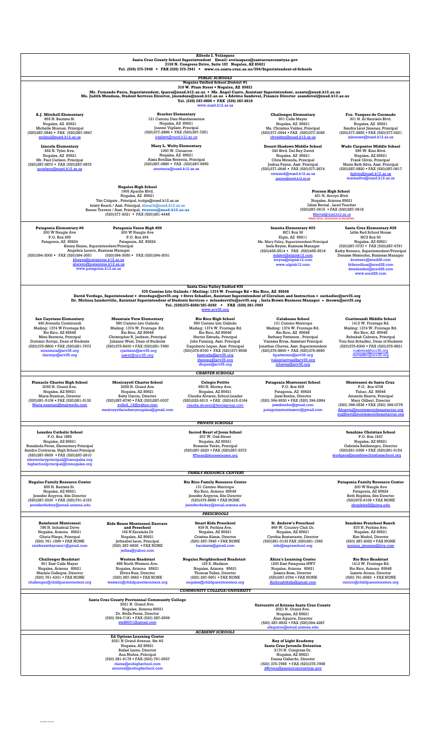**Alfredo I. Velásquez**
**Santa Cruz County School Superintendent Email: avelasquez@santacruzcountyaz.gov**
**2150 N. Congress Drive, Suite 107 Nogales, AZ 85621**
**Tel. (520) 375-7940 ▪ FAX (520) 375-7941 ▪ www.co.santa-cruz.az.us/294/Superintendent-of-Schools**

## *PUBLIC SCHOOLS*

### Nogales Unified School District #1

**310 W. Plum Street • Nogales, AZ 85621**
**Mr. Fernando Parra, Superintendent, fparra@nusd.k12.az.us ▪ Ms. Angel Canto, Assistant Superintendent, acanto@nusd.k12.az.us**
**Ms. Judith Mendoza, Student Services Director, jmendoza@nusd.k12.az.us ▪ Adelmo Sandoval, Finance Director asandoval@nusd.k12.az.us**
**Tel. (520) 287-0800 ▪ FAX (520) 287-6618**
www.nusd.k12.az.us

**A.J. Mitchell Elementary**
855 N. Bautista St.
Nogales, AZ 85621
Michelle Shuman, Principal
(520)287-0840 • FAX (520)287-0847
molqui@nusd.k12.az.us

**Bracker Elementary**
121 Camino Diez Mandamientos
Nogales, AZ 85621
Joanne Vigilant, Principal
(520)377-2886 • FAX (520)397-7251
jvigilant@nusd.k12.az.us

**Challenger Elementary**
901 Calle Mayer
Nogales, AZ 85621
Ms. Christina Valdez, Principal
(520)377-0544 • FAX (520)377-2026
chvaldez@nusd.k12.az.us

**Fco. Vasquez de Coronado**
301 N. Al Harrison Blvd.
Nogales, AZ 85621
Sandra Licet Jimenez, Principal
(520)377-2855 • FAX (520)377-0221
sjimenez@nusd.k12.az.us

**Lincoln Elementary**
652 N. Tyler Ave.
Nogales, AZ 85621
Mr. Paul Carlson, Principal
(520)287-0870 • FAX (520)287-0875
pcarlson@nusd.k12.az.us

**Mary L. Welty Elementary**
1050 W. Cimarron
Nogales, AZ 85621
Aissa Bonillas Renteria, Principal
(520)287-0880 • FAX (520)287-6955
arenteria@nusd.k12.az.us

**Desert Shadows Middle School**
340 Blvd. Del Rey David
Nogales, AZ 85621
Chris Miranda, Principal
Joshua Payne, Asst. Principal
(520)377-2646 • FAX (520)377-2674
cmirand@nusd.k12.az.us
jpayne@nusd.k12.az.us

**Wade Carpenter Middle School**
595 W. Kino Blvd.
Nogales, AZ 85621
Frank Gilvin, Principal
Marie Beth Silva, Asst. Principal
(520)287-0820 • FAX (520)287-0817
fgilvin@nusd.k12.az.us
mariesilva@nusd.k12.az.us

**Nogales High School**
1905 Apache Blvd.
Nogales, AZ 85621
Tim Colgate , Principal, tcolga@nusd.k12.az.us
kristy Beach / Asst. Principal, kbeach@nusd.k12.az.us
Renee Travers / Asst. Principal, rtravers@nusd.k12.az.us
(520)377-2021 • FAX (520)281-4448

**Pierson High School**
451 N. Arroyo Blvd.
Nogales, Arizona 85621
Lilian Bernal , Lead Teacher
(520)287-0915 • FAX (520)287-0918
libernal@nusd.k12.az.us
PRINCIPAL POSITION IS PENDING

**Patagonia Elementary #6**
200 W Naugle Ave
P.O. Box 295
Patagonia, AZ 85624

**Patagonia Union High #20**
200 W Naugle Ave
P.O. Box 254
Patagonia, AZ 85624

Kenny Hayes, Superintendent/Principal
Angelica Lucero, Business Manager
(520)394-3000 • FAX (520)394-3051 (520)394-3050 • FAX (520)394-3051
khayes@patagonia.k12.az.us
alucero@patagonia.k12.az.us
www.patagonia.k12.az.us

**Sonoita Elementary #25**
HC1 Box 36
Elgin, AZ 85611
Ms. Mary Faley, Superintendent/Principal
Isela Reyes, Business Manager
(520)455-5514 • FAX (520)455-5516
mfaley@elgink12.com
ireyes@elgink12.com
www.elgink12.com

**Santa Cruz Elementary #28**
Little Red School House
HC2 Box 50
Nogales, AZ 85621
(520)287-0737 • FAX (520)287-6791
Kathy Romero, Superintendent/Principal
Denisse Melendez, Business Manager
kromero@sced28.com
littleredbus@sced28.com
dmelendez@sced28.com
www.sced28.com

### Santa Cruz Valley Unified #35

**570 Camino Lito Galindo / Mailing: 1374 W. Frontage Rd • Rio Rico, AZ 85648**
**David Verdugo, Superintendent ▪ dverdugo@scv35.org ▪ Steve Schadler, Assistant Superintendent of Circulum and Instruction ▪ sschadler@scv35.org**
**Dr. Melissa Lunderville, Assistant Superintendent of Students Services ▪ mlunderville@scv35.org , Isela Brown Business Manager ▪ ibrown@scv35.org**
**Tel. (520)375-8260/281-8282 ▪ FAX (520) 281-7093**
www.scv35.org

**San Cayetano Elementary**
490 Avenida Coatimundi
Mailing: 1374 W Frontage Rd.
Rio Rico, AZ 85648
Mimi Renteria, Principal
Dominic Armijo, Dean of Students
(520)375-8800 • FAX (520)281-7973
mrenteria@scv35.org
darmijo@scv35.org

**Mountain View Elementary**
580 Camino Lito Galindo
Mailing: 1374 W Frontage Rd.
Rio Rico, AZ 85648
Christopher R. Jackson, Principal
Julianne West, Dean of Students
(520)375-8400 • FAX (520)281-7990
cjackson@scv35.org
jwest@scv35.org

**Rio Rico High School**
590 Camino Lito Galindo
Mailing: 1374 W. Frontage Rd.
Rio Rico, AZ 85648
Hector Estrada, Principal
John Fanning, Asst. Principal
Dagoberto Lopez, Asst. Principal
(520)375-8700 • FAX (520)377-9556
hestrada@scv35.org
jfanning@scv35.org
dlopez@scv35.org

**Calabasas School**
131 Camino Maricopa
Mailing: 1374 W Frontage Rd.
Rio Rico, AZ 85648
Bethany Patterson , Principal
Vanessa Rivas, Assistant Principal
Jonathan Chavez, Asst. Superintendent
(520)375-8600 • FAX (520)375-8690
bpatterson@scv35.org
valegriarivas@scv35.org
jchavez@scv35.org

**Coatimundi Middle School**
1412 W. Frontage Rd.
Mailing: 1374 W. Frontage Rd.
Rio Rico, AZ 85648
Rebekah Cabrera, Principal
Toni Ann Schadler, Dean of Students
(520)375-8300 • FAX (520)375-8831
rcabrera@scv35.org
tschadler@scv35.org

## *CHARTER SCHOOLS*

**Pinnacle Charter High School**
2055 N. Grand Ave.
Nogales, AZ 85621
Maria Nueman, Director
(520)281-5109 • FAX (520)281-5132
Maria.nauman@mgrmedu.com

**Mexicayotl Charter School**
2059 N. Grand Ave
Nogales, AZ 85621
Baltz Garcia, Director
(520)287-6790 • FAX (520)287-0037
yolloti_13@yahoo.com
mexicayotlacademynogales@gmail.com

**Colegio Petitte**
850 N. Morley Ave.
Nogales, AZ 85621
Claudia Alvarez, School Leader
(520)222-9213 • FAX (520)415-2164
claudia.alvarez@leonagroup.com

**Patagonia Montessori School**
P.O. Box 628
Patagonia, AZ 85624
Jessi Beebe, Director
(520) 394-9530 • FAX (520) 394-2864
jessibeebe@gmail.com
patagoniamontessori@gmail.com

**Montessori de Santa Cruz**
P.O. Box 4706
Tubac, AZ 85646
Amanda Huerta, Principal
Mary Gilbert, Director
(520) 398-0526 • FAX (520) 398-0776
Ahuerta@montessoridesantacruz.org
mgilbert@montessoridesantacruz.org

## *PRIVATE SCHOOLS*

**Lourdes Catholic School**
P.O. Box 1865
Nogales, AZ 85621
Rosalinda Perez, Elementary Principal
Sandra Contreras, High School Principal
(520)287-5659 • FAX (520)287-2910
elementaryprincipal@lcsnogales.org
highschoolprincipal@lcsnogales.org

**Sacred Heart of Jesus School**
207 W. Oak Street
Nogales, AZ 85621
Roxanne Terán, Principal
(520)287-2223 • FAX (520)287-3373
RTeran@diocesetucson.org

**Sonshine Christian School**
P.O. Box 1847
Nogales, AZ 85621
Gabriela Baldenegro, Director
(520)281-0356 • FAX (520)281-5154
srodgers@sonshinechristianschool.org

## *FAMILY RESOURCE CENTERS*

**Nogales Family Resource Center**
855 N. Bautista St.
Nogales, AZ 85621
Jennifer Argyros, Site Director
(520)287-3330 • FAX (520)761-2153
jenniferdickey@email.arizona.edu

**Rio Rico Family Resource Center**
131 Camino Maricopa
Rio Rico, Arizona 85648
Jennifer Argyros, Site Director
(520)375-8680 • FAX NONE
jenniferdickey@email.arizona.edu

**Patagonia Family Resource Center**
200 W Naugle Ave
Patagonia, AZ 85624
Beth Hopkins, Site Director
(520)975-9108 • FAX NONE
ehopkins5@pima.edu

## *PRESCHOOLS*

**Rainforest Montessori**
786 N. Industrial Drive
Nogales, Arizona 85621
Gloria Pliego, Principal
(520) 761-1599 • FAX NONE
rainforestdaycare1@gmail.com

**Kids House Montessori Daycare and Preschool**
162 N Escalada Dr
Nogales, AZ 85621
Jethzabel Leon, Principal
(520) 287-6935 • FAX NONE
jethza@yahoo.com

**Smart Kids Preschool**
939 N. Perkins Ave.
Nogales, AZ 85621
Cristina Alanis, Director
(520) 287-7845 • FAX NONE
hacalanis@gmail.com

**St. Andrew's Preschool**
969 W. Country Club Dr.
Nogales, AZ 85621
Cynthia Bustamante, Director
(520)281-0133 FAX (520)281-1592
info@sapreschool.org

**Sunshine Preschool Ranch**
870 N. Perkins Ave.
Nogales, AZ 85621
Kim Madril, Director
(520) 287-2052 • FAX NONE
monica_jimenez@live.com

**Challenger Headstart**
901 East Calle Mayer
Nogales, Arizona 85621
Mariela Gallegos, Director
(520) 761-4331 • FAX NONE
challenger@childparentcenters.org

**Western Headstart**
686 North Western Ave.
Nogales, Arizona 85621
Elvira Ruiz, Director
(520) 287-3662 • FAX NONE
western@childparentscenters.org

**Nogales Neighborhood Headstart**
125 E. Madison
Nogales, Arizona 85621
Thomas Tellez, Director
(520) 287-5651 • FAX NONE
nogales@childparentcenters.org

**Akira's Learning Center**
1200 East Patagonia HWY
Nogales, Arizona 85621
Jessica Bose, Director
(520)287-0794 • FAX NONE
Alcbrightkids@gmail.com

**Rio Rico Headstart**
1412 W. Frontage Rd.
Rio Rico, Arizona 85648
Lizzete Acuna, Director
(520) 761-8063 • FAX NONE
riorico@childparentcenters.org

## *COMMUNITY COLLEGE/UNIVERSITY*

**Santa Cruz County Provisional Community College**
2021 N. Grand Ave.
Nogales, Arizona 85621
Dr. Stella Perez, Director
(520) 394-7181 • FAX (520) 287-2569
stell6031@gmail.com

**University of Arizona Santa Cruz County**
2021 N. Grand Ave.
Nogales, AZ 85621
Alan Aguirre, Director
(520) 287-8632 • FAX (520)394-4287
afaguirre@email.arizona.edu

## *ACADEMY SCHOOLS*

**Ed Options Learning Center**
2021 N Grand Avenue, Ste #2
Nogales, AZ 85621
Rafael Lares, Director
Ana Muñoz, Principal
(520) 281-9179 • FAX (520) 761-0927
rlares@eohighschool.com
amunoz@eohughschool.com

**Ray of Light Academy**
**Santa Cruz Juvenile Detention**
2170 N. Congress Dr.
Nogales, AZ 85621
Danna Gallardo, Director
(520) 375-7956 • FAX (520)375-7958
dRivera@santacruzcountyaz.gov